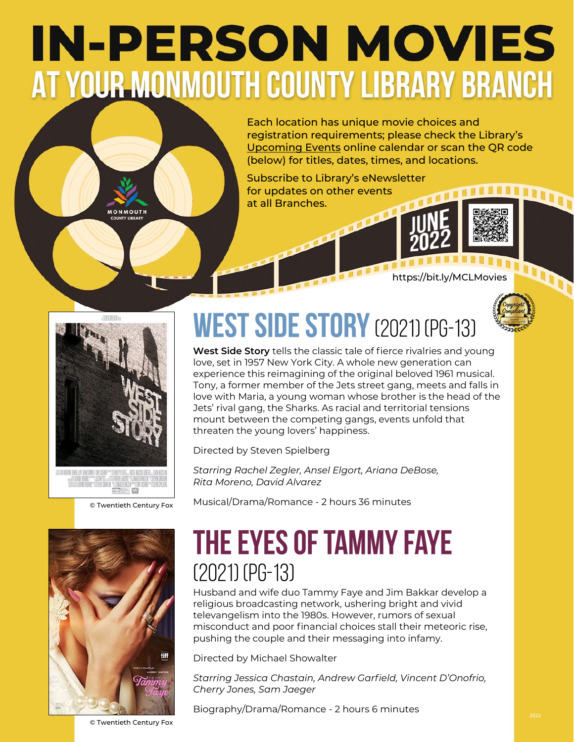# IN-PERSON MOVIES

## AT YOUR MONMOUTH COUNTY LIBRARY BRANCH

Each location has unique movie choices and registration requirements; please check the Library's Upcoming Events online calendar or scan the QR code (below) for titles, dates, times, and locations.

Subscribe to Library's eNewsletter for updates on other events at all Branches.

JUNE 2022

https://bit.ly/MCLMovies

## WEST SIDE STORY (2021) (PG-13)

**West Side Story** tells the classic tale of fierce rivalries and young love, set in 1957 New York City. A whole new generation can experience this reimagining of the original beloved 1961 musical. Tony, a former member of the Jets street gang, meets and falls in love with Maria, a young woman whose brother is the head of the Jets' rival gang, the Sharks. As racial and territorial tensions mount between the competing gangs, events unfold that threaten the young lovers' happiness.

Directed by Steven Spielberg

*Starring Rachel Zegler, Ansel Elgort, Ariana DeBose, Rita Moreno, David Alvarez*

Musical/Drama/Romance - 2 hours 36 minutes

© Twentieth Century Fox

## THE EYES OF TAMMY FAYE (2021) (PG-13)

Husband and wife duo Tammy Faye and Jim Bakkar develop a religious broadcasting network, ushering bright and vivid televangelism into the 1980s. However, rumors of sexual misconduct and poor financial choices stall their meteoric rise, pushing the couple and their messaging into infamy.

Directed by Michael Showalter

*Starring Jessica Chastain, Andrew Garfield, Vincent D'Onofrio, Cherry Jones, Sam Jaeger*

Biography/Drama/Romance - 2 hours 6 minutes

© Twentieth Century Fox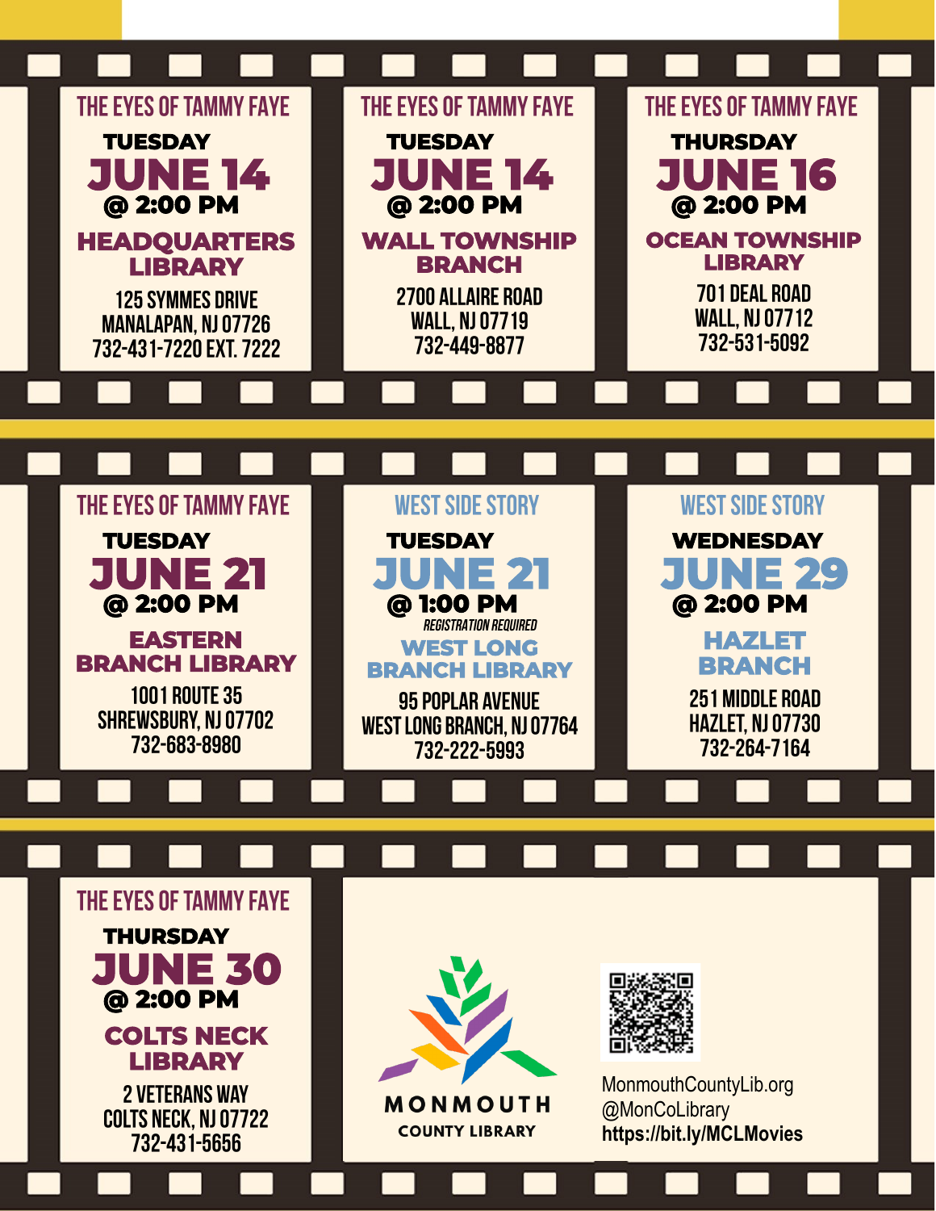## THE EYES OF TAMMY FAYE

**TUESDAY**
**JUNE 14**
**@ 2:00 PM**

**HEADQUARTERS LIBRARY**

125 SYMMES DRIVE
MANALAPAN, NJ 07726
732-431-7220 EXT. 7222

## THE EYES OF TAMMY FAYE

**TUESDAY**
**JUNE 14**
**@ 2:00 PM**

**WALL TOWNSHIP BRANCH**

2700 ALLAIRE ROAD
WALL, NJ 07719
732-449-8877

## THE EYES OF TAMMY FAYE

**THURSDAY**
**JUNE 16**
**@ 2:00 PM**

**OCEAN TOWNSHIP LIBRARY**

701 DEAL ROAD
WALL, NJ 07712
732-531-5092

## THE EYES OF TAMMY FAYE

**TUESDAY**
**JUNE 21**
**@ 2:00 PM**

**EASTERN BRANCH LIBRARY**

1001 ROUTE 35
SHREWSBURY, NJ 07702
732-683-8980

## WEST SIDE STORY

**TUESDAY**
**JUNE 21**
**@ 1:00 PM**
*REGISTRATION REQUIRED*

**WEST LONG BRANCH LIBRARY**

95 POPLAR AVENUE
WEST LONG BRANCH, NJ 07764
732-222-5993

## WEST SIDE STORY

**WEDNESDAY**
**JUNE 29**
**@ 2:00 PM**

**HAZLET BRANCH**

251 MIDDLE ROAD
HAZLET, NJ 07730
732-264-7164

## THE EYES OF TAMMY FAYE

**THURSDAY**
**JUNE 30**
**@ 2:00 PM**

**COLTS NECK LIBRARY**

2 VETERANS WAY
COLTS NECK, NJ 07722
732-431-5656

MONMOUTH COUNTY LIBRARY

MonmouthCountyLib.org
@MonCoLibrary
**https://bit.ly/MCLMovies**